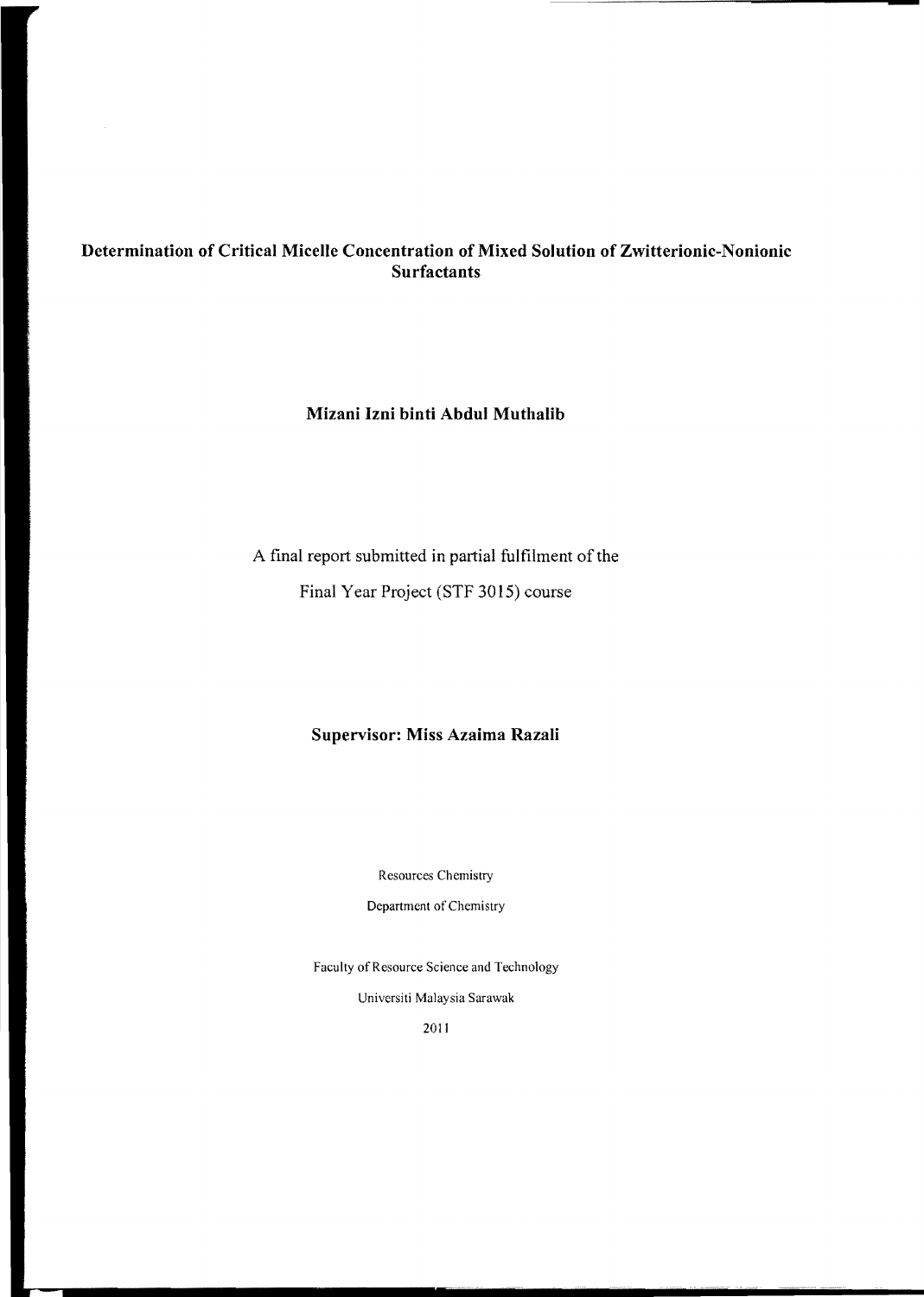# Determination of Critical Micelle Concentration of Mixed Solution of Zwitterionic-Nonionic Surfactants

**Mizani Izni binti Abdul Muthalib**

A final report submitted in partial fulfilment of the

Final Year Project (STF 3015) course

**Supervisor: Miss Azaima Razali**

Resources Chemistry

Department of Chemistry

Faculty of Resource Science and Technology

Universiti Malaysia Sarawak

2011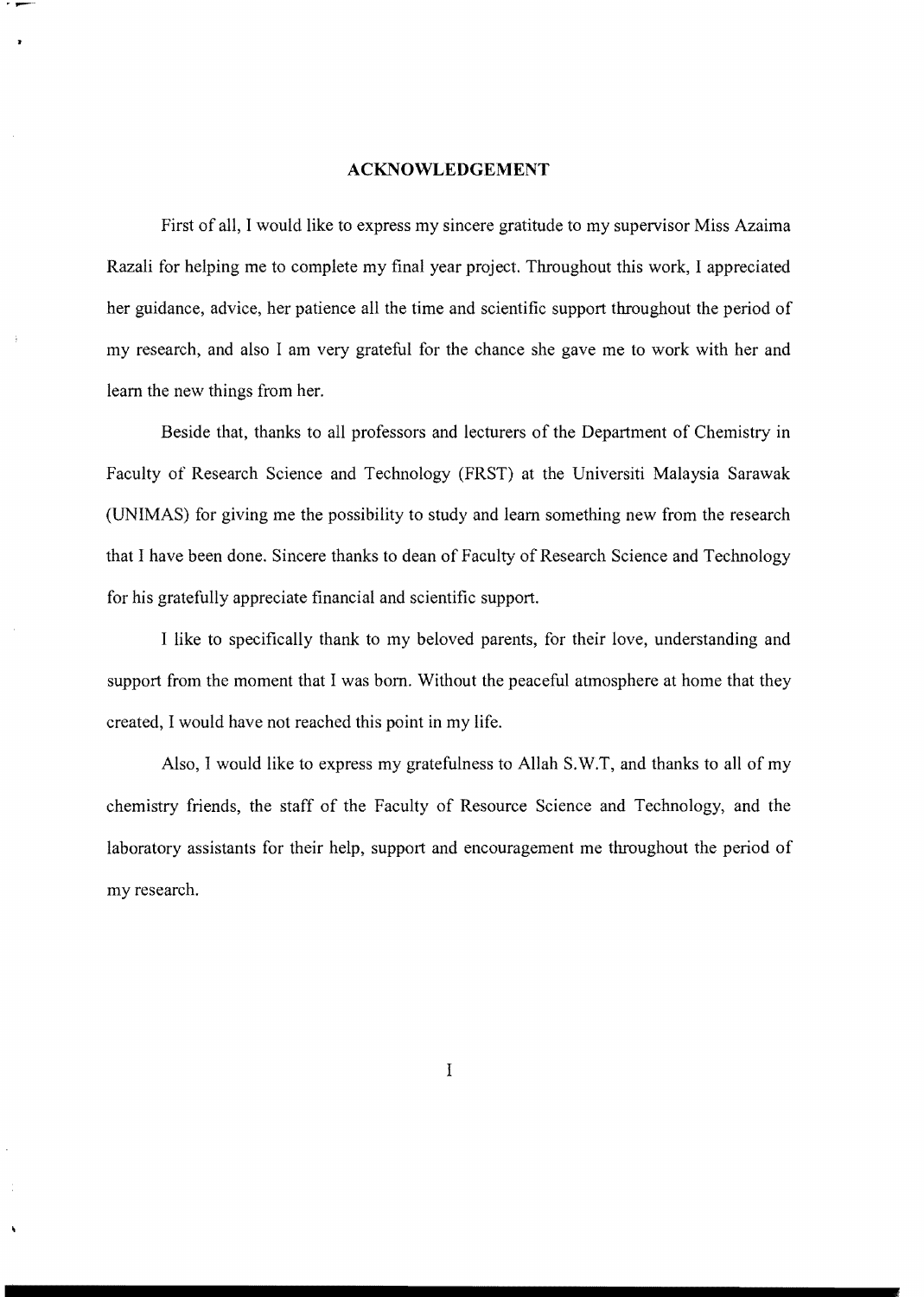# ACKNOWLEDGEMENT

First of all, I would like to express my sincere gratitude to my supervisor Miss Azaima Razali for helping me to complete my final year project. Throughout this work, I appreciated her guidance, advice, her patience all the time and scientific support throughout the period of my research, and also I am very grateful for the chance she gave me to work with her and learn the new things from her.

Beside that, thanks to all professors and lecturers of the Department of Chemistry in Faculty of Research Science and Technology (FRST) at the Universiti Malaysia Sarawak (UNIMAS) for giving me the possibility to study and learn something new from the research that I have been done. Sincere thanks to dean of Faculty of Research Science and Technology for his gratefully appreciate financial and scientific support.

I like to specifically thank to my beloved parents, for their love, understanding and support from the moment that I was born. Without the peaceful atmosphere at home that they created, I would have not reached this point in my life.

Also, I would like to express my gratefulness to Allah S.W.T, and thanks to all of my chemistry friends, the staff of the Faculty of Resource Science and Technology, and the laboratory assistants for their help, support and encouragement me throughout the period of my research.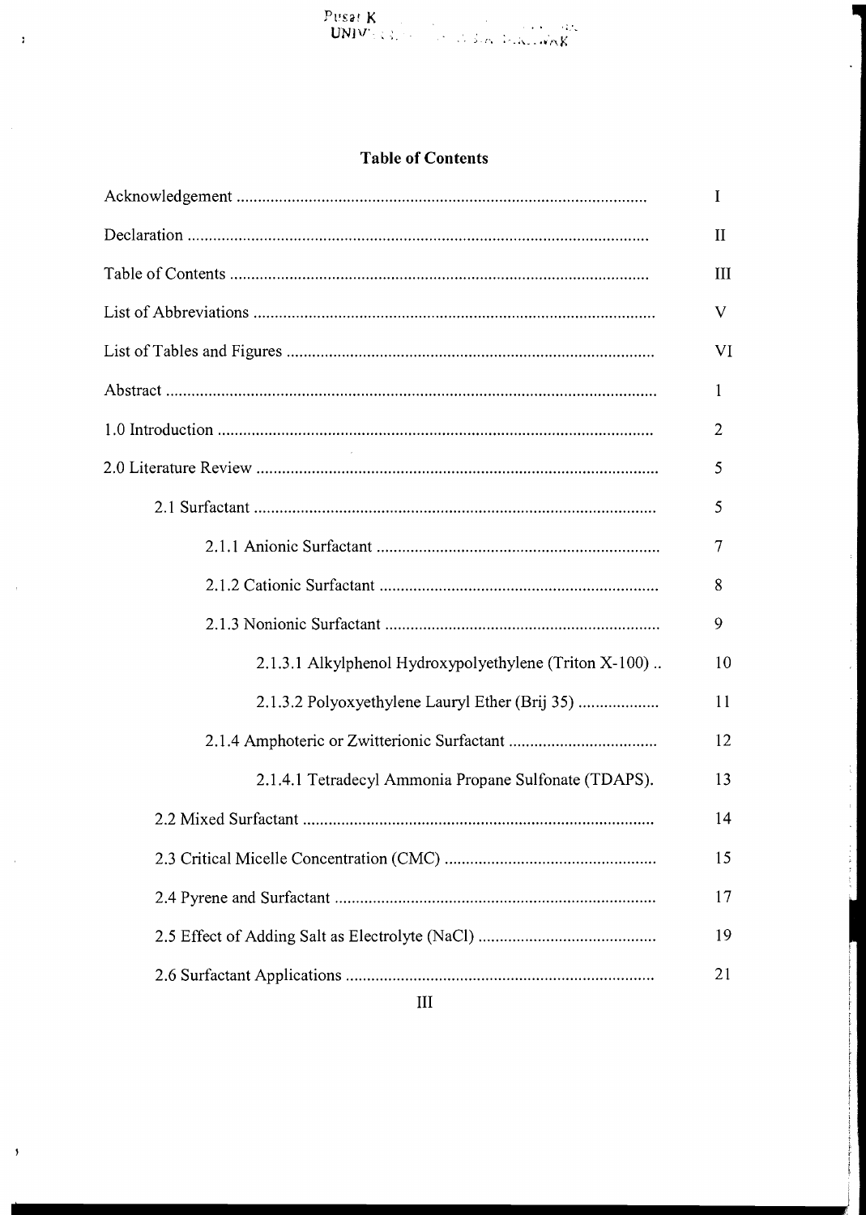## Table of Contents

| | |
|---|---|
| Acknowledgement | I |
| Declaration | II |
| Table of Contents | III |
| List of Abbreviations | V |
| List of Tables and Figures | VI |
| Abstract | 1 |
| 1.0 Introduction | 2 |
| 2.0 Literature Review | 5 |
| 2.1 Surfactant | 5 |
| 2.1.1 Anionic Surfactant | 7 |
| 2.1.2 Cationic Surfactant | 8 |
| 2.1.3 Nonionic Surfactant | 9 |
| 2.1.3.1 Alkylphenol Hydroxypolyethylene (Triton X-100) | 10 |
| 2.1.3.2 Polyoxyethylene Lauryl Ether (Brij 35) | 11 |
| 2.1.4 Amphoteric or Zwitterionic Surfactant | 12 |
| 2.1.4.1 Tetradecyl Ammonia Propane Sulfonate (TDAPS). | 13 |
| 2.2 Mixed Surfactant | 14 |
| 2.3 Critical Micelle Concentration (CMC) | 15 |
| 2.4 Pyrene and Surfactant | 17 |
| 2.5 Effect of Adding Salt as Electrolyte (NaCl) | 19 |
| 2.6 Surfactant Applications | 21 |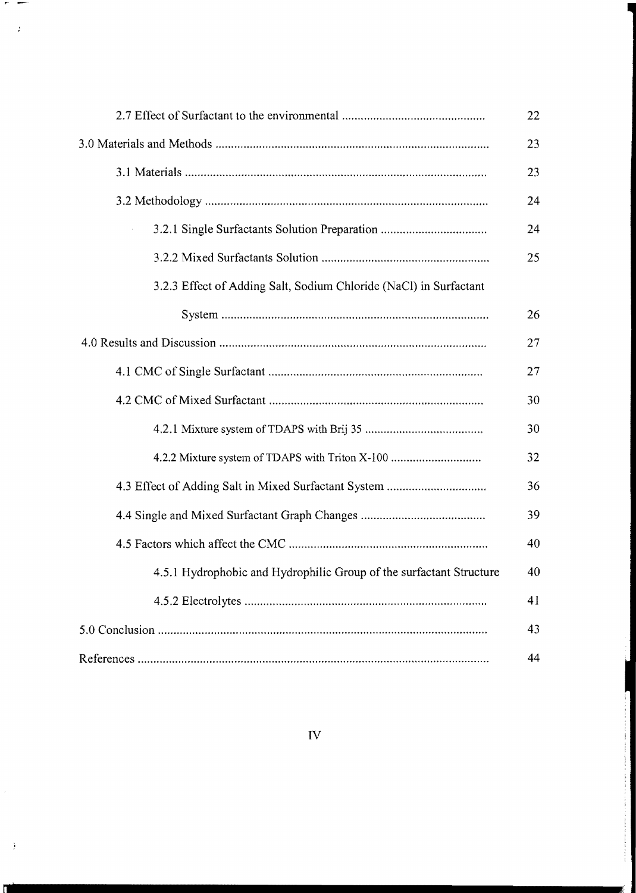| | |
|---|---|
| 2.7 Effect of Surfactant to the environmental | 22 |
| 3.0 Materials and Methods | 23 |
| 3.1 Materials | 23 |
| 3.2 Methodology | 24 |
| 3.2.1 Single Surfactants Solution Preparation | 24 |
| 3.2.2 Mixed Surfactants Solution | 25 |
| 3.2.3 Effect of Adding Salt, Sodium Chloride (NaCl) in Surfactant System | 26 |
| 4.0 Results and Discussion | 27 |
| 4.1 CMC of Single Surfactant | 27 |
| 4.2 CMC of Mixed Surfactant | 30 |
| 4.2.1 Mixture system of TDAPS with Brij 35 | 30 |
| 4.2.2 Mixture system of TDAPS with Triton X-100 | 32 |
| 4.3 Effect of Adding Salt in Mixed Surfactant System | 36 |
| 4.4 Single and Mixed Surfactant Graph Changes | 39 |
| 4.5 Factors which affect the CMC | 40 |
| 4.5.1 Hydrophobic and Hydrophilic Group of the surfactant Structure | 40 |
| 4.5.2 Electrolytes | 41 |
| 5.0 Conclusion | 43 |
| References | 44 |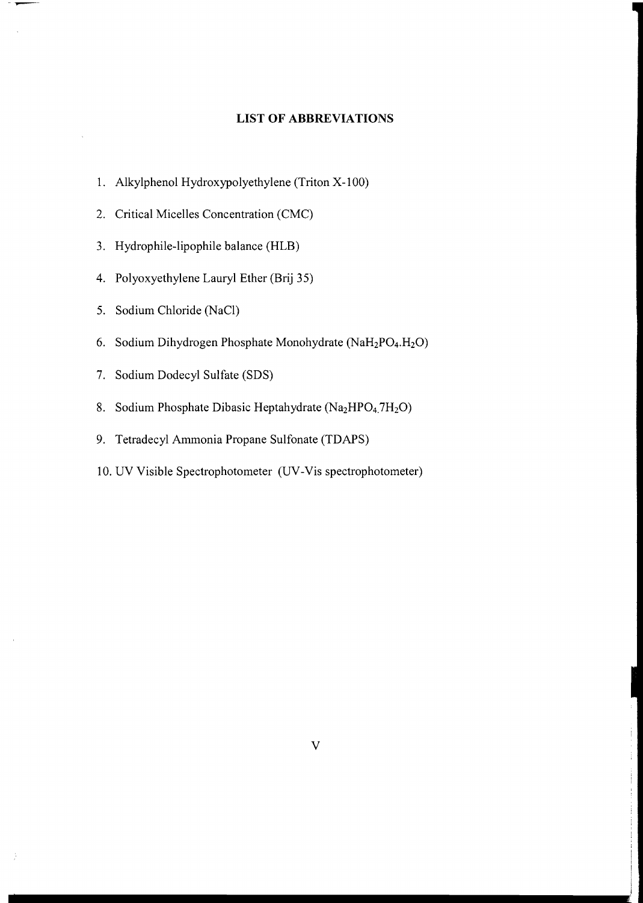# LIST OF ABBREVIATIONS

1. Alkylphenol Hydroxypolyethylene (Triton X-100)
2. Critical Micelles Concentration (CMC)
3. Hydrophile-lipophile balance (HLB)
4. Polyoxyethylene Lauryl Ether (Brij 35)
5. Sodium Chloride (NaCl)
6. Sodium Dihydrogen Phosphate Monohydrate ($NaH_2PO_4.H_2O$)
7. Sodium Dodecyl Sulfate (SDS)
8. Sodium Phosphate Dibasic Heptahydrate ($Na_2HPO_4.7H_2O$)
9. Tetradecyl Ammonia Propane Sulfonate (TDAPS)
10. UV Visible Spectrophotometer (UV-Vis spectrophotometer)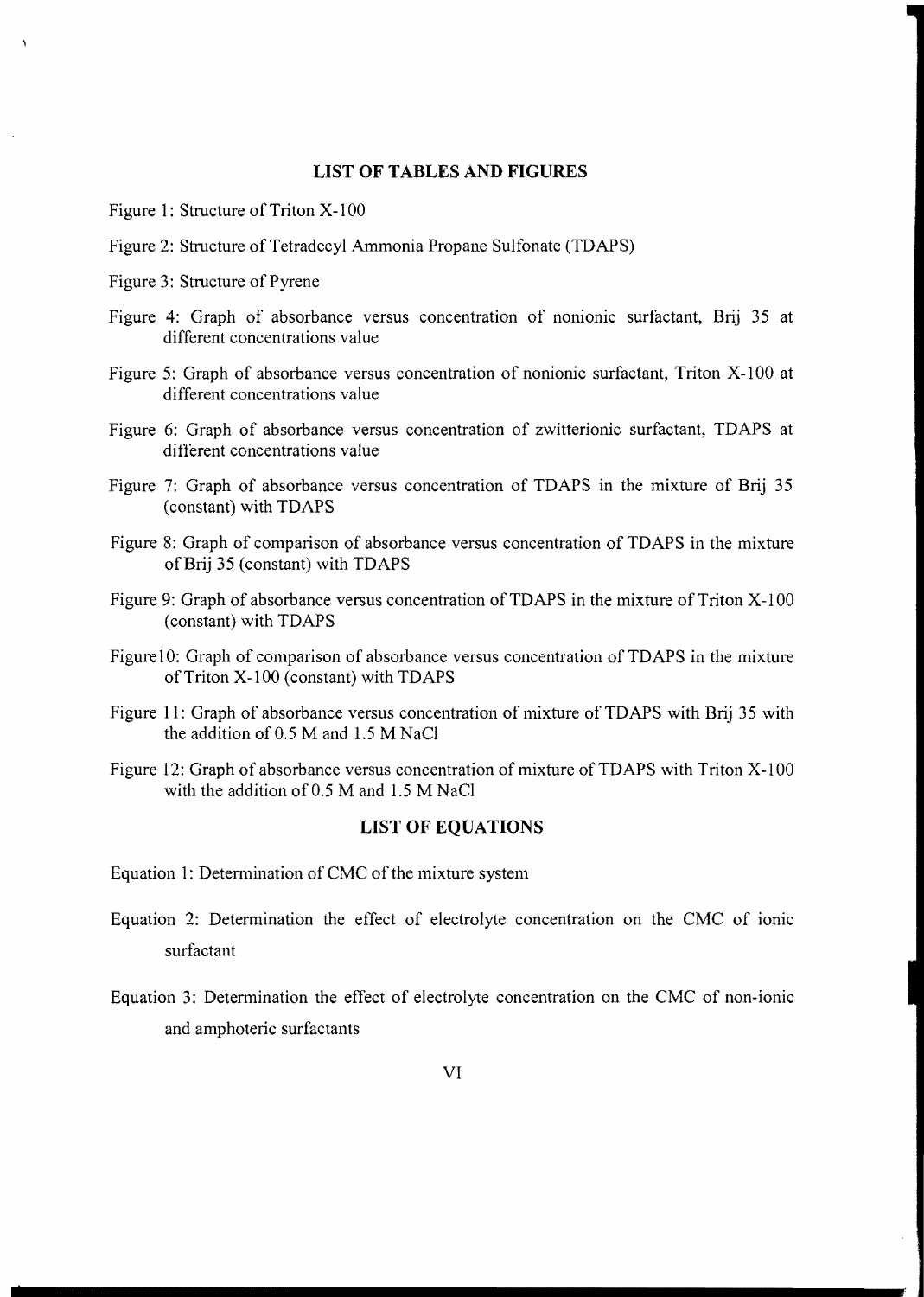## LIST OF TABLES AND FIGURES

Figure 1: Structure of Triton X-100

Figure 2: Structure of Tetradecyl Ammonia Propane Sulfonate (TDAPS)

Figure 3: Structure of Pyrene

Figure 4: Graph of absorbance versus concentration of nonionic surfactant, Brij 35 at different concentrations value

Figure 5: Graph of absorbance versus concentration of nonionic surfactant, Triton X-100 at different concentrations value

Figure 6: Graph of absorbance versus concentration of zwitterionic surfactant, TDAPS at different concentrations value

Figure 7: Graph of absorbance versus concentration of TDAPS in the mixture of Brij 35 (constant) with TDAPS

Figure 8: Graph of comparison of absorbance versus concentration of TDAPS in the mixture of Brij 35 (constant) with TDAPS

Figure 9: Graph of absorbance versus concentration of TDAPS in the mixture of Triton X-100 (constant) with TDAPS

Figure10: Graph of comparison of absorbance versus concentration of TDAPS in the mixture of Triton X-100 (constant) with TDAPS

Figure 11: Graph of absorbance versus concentration of mixture of TDAPS with Brij 35 with the addition of 0.5 M and 1.5 M NaCl

Figure 12: Graph of absorbance versus concentration of mixture of TDAPS with Triton X-100 with the addition of 0.5 M and 1.5 M NaCl

## LIST OF EQUATIONS

Equation 1: Determination of CMC of the mixture system

Equation 2: Determination the effect of electrolyte concentration on the CMC of ionic surfactant

Equation 3: Determination the effect of electrolyte concentration on the CMC of non-ionic and amphoteric surfactants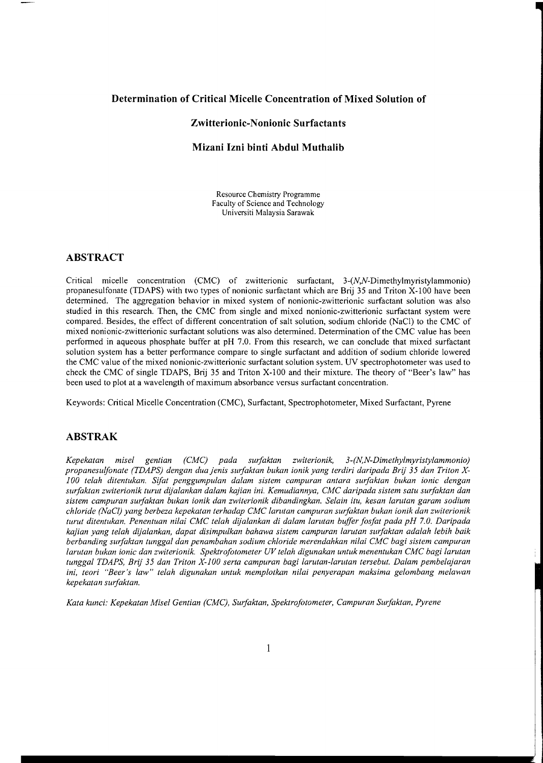# Determination of Critical Micelle Concentration of Mixed Solution of Zwitterionic-Nonionic Surfactants

### Mizani Izni binti Abdul Muthalib

Resource Chemistry Programme
Faculty of Science and Technology
Universiti Malaysia Sarawak

## ABSTRACT

Critical micelle concentration (CMC) of zwitterionic surfactant, 3-(*N,N*-Dimethylmyristylammonio) propanesulfonate (TDAPS) with two types of nonionic surfactant which are Brij 35 and Triton X-100 have been determined. The aggregation behavior in mixed system of nonionic-zwitterionic surfactant solution was also studied in this research. Then, the CMC from single and mixed nonionic-zwitterionic surfactant system were compared. Besides, the effect of different concentration of salt solution, sodium chloride (NaCl) to the CMC of mixed nonionic-zwitterionic surfactant solutions was also determined. Determination of the CMC value has been performed in aqueous phosphate buffer at pH 7.0. From this research, we can conclude that mixed surfactant solution system has a better performance compare to single surfactant and addition of sodium chloride lowered the CMC value of the mixed nonionic-zwitterionic surfactant solution system. UV spectrophotometer was used to check the CMC of single TDAPS, Brij 35 and Triton X-100 and their mixture. The theory of "Beer's law" has been used to plot at a wavelength of maximum absorbance versus surfactant concentration.

Keywords: Critical Micelle Concentration (CMC), Surfactant, Spectrophotometer, Mixed Surfactant, Pyrene

## ABSTRAK

*Kepekatan misel gentian (CMC) pada surfaktan zwiterionik, 3-(N,N-Dimethylmyristylammonio) propanesulfonate (TDAPS) dengan dua jenis surfaktan bukan ionik yang terdiri daripada Brij 35 dan Triton X-100 telah ditentukan. Sifat penggumpulan dalam sistem campuran antara surfaktan bukan ionic dengan surfaktan zwiterionik turut dijalankan dalam kajian ini. Kemudiannya, CMC daripada sistem satu surfaktan dan sistem campuran surfaktan bukan ionik dan zwiterionik dibandingkan. Selain itu, kesan larutan garam sodium chloride (NaCl) yang berbeza kepekatan terhadap CMC larutan campuran surfaktan bukan ionik dan zwiterionik turut ditentukan. Penentuan nilai CMC telah dijalankan di dalam larutan buffer fosfat pada pH 7.0. Daripada kajian yang telah dijalankan, dapat disimpulkan bahawa sistem campuran larutan surfaktan adalah lebih baik berbanding surfaktan tunggal dan penambahan sodium chloride merendahkan nilai CMC bagi sistem campuran larutan bukan ionic dan zwiterionik. Spektrofotometer UV telah digunakan untuk menentukan CMC bagi larutan tunggal TDAPS, Brij 35 dan Triton X-100 serta campuran bagi larutan-larutan tersebut. Dalam pembelajaran ini, teori "Beer's law" telah digunakan untuk memplotkan nilai penyerapan maksima gelombang melawan kepekatan surfaktan.*

*Kata kunci: Kepekatan Misel Gentian (CMC), Surfaktan, Spektrofotometer, Campuran Surfaktan, Pyrene*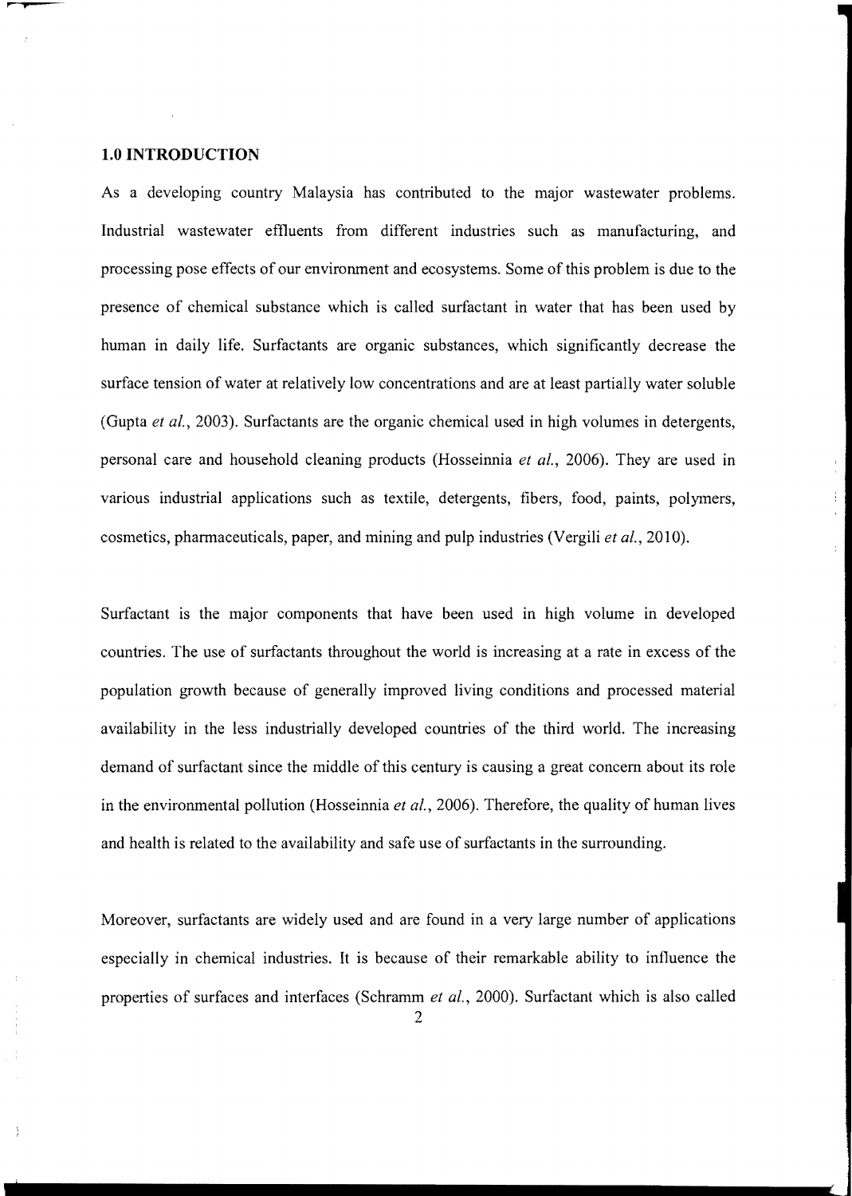# 1.0 INTRODUCTION

As a developing country Malaysia has contributed to the major wastewater problems. Industrial wastewater effluents from different industries such as manufacturing, and processing pose effects of our environment and ecosystems. Some of this problem is due to the presence of chemical substance which is called surfactant in water that has been used by human in daily life. Surfactants are organic substances, which significantly decrease the surface tension of water at relatively low concentrations and are at least partially water soluble (Gupta *et al.*, 2003). Surfactants are the organic chemical used in high volumes in detergents, personal care and household cleaning products (Hosseinnia *et al.*, 2006). They are used in various industrial applications such as textile, detergents, fibers, food, paints, polymers, cosmetics, pharmaceuticals, paper, and mining and pulp industries (Vergili *et al.*, 2010).

Surfactant is the major components that have been used in high volume in developed countries. The use of surfactants throughout the world is increasing at a rate in excess of the population growth because of generally improved living conditions and processed material availability in the less industrially developed countries of the third world. The increasing demand of surfactant since the middle of this century is causing a great concern about its role in the environmental pollution (Hosseinnia *et al.*, 2006). Therefore, the quality of human lives and health is related to the availability and safe use of surfactants in the surrounding.

Moreover, surfactants are widely used and are found in a very large number of applications especially in chemical industries. It is because of their remarkable ability to influence the properties of surfaces and interfaces (Schramm *et al.*, 2000). Surfactant which is also called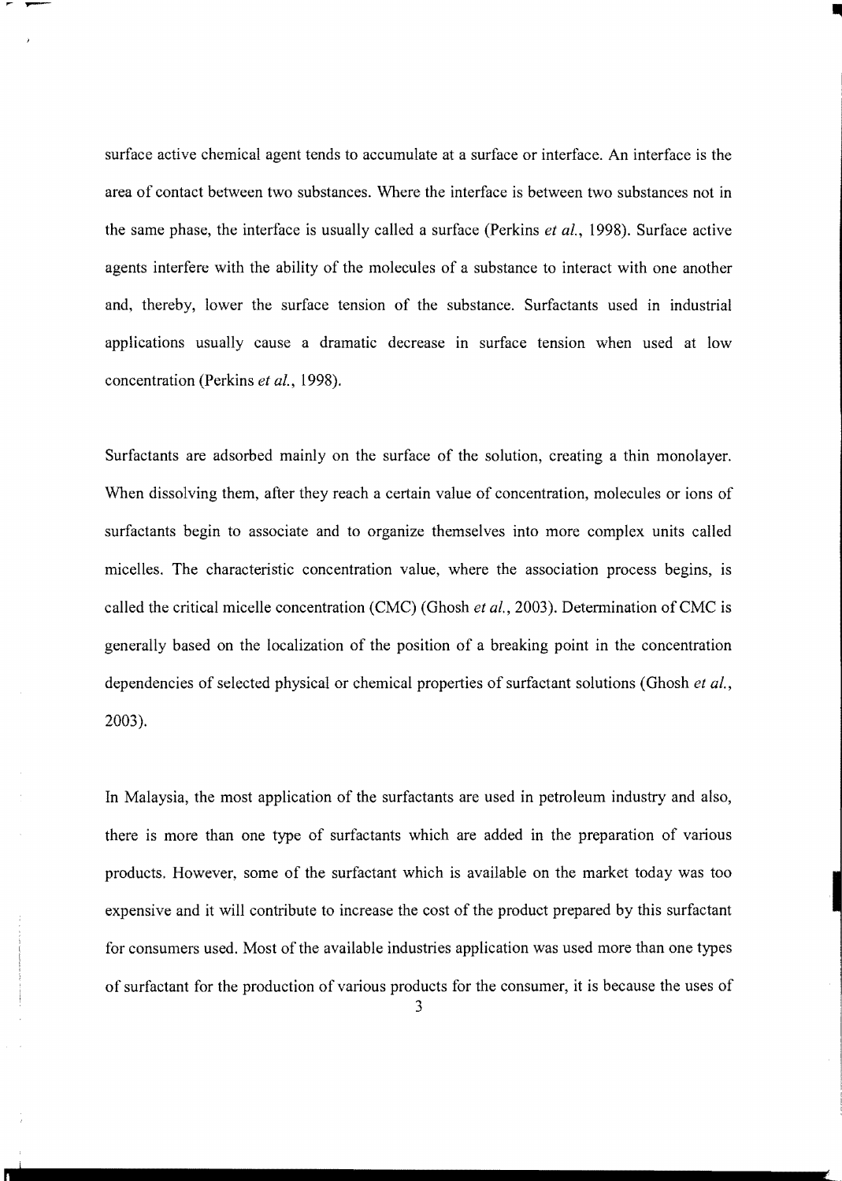surface active chemical agent tends to accumulate at a surface or interface. An interface is the area of contact between two substances. Where the interface is between two substances not in the same phase, the interface is usually called a surface (Perkins *et al.*, 1998). Surface active agents interfere with the ability of the molecules of a substance to interact with one another and, thereby, lower the surface tension of the substance. Surfactants used in industrial applications usually cause a dramatic decrease in surface tension when used at low concentration (Perkins *et al.*, 1998).

Surfactants are adsorbed mainly on the surface of the solution, creating a thin monolayer. When dissolving them, after they reach a certain value of concentration, molecules or ions of surfactants begin to associate and to organize themselves into more complex units called micelles. The characteristic concentration value, where the association process begins, is called the critical micelle concentration (CMC) (Ghosh *et al.*, 2003). Determination of CMC is generally based on the localization of the position of a breaking point in the concentration dependencies of selected physical or chemical properties of surfactant solutions (Ghosh *et al.*, 2003).

In Malaysia, the most application of the surfactants are used in petroleum industry and also, there is more than one type of surfactants which are added in the preparation of various products. However, some of the surfactant which is available on the market today was too expensive and it will contribute to increase the cost of the product prepared by this surfactant for consumers used. Most of the available industries application was used more than one types of surfactant for the production of various products for the consumer, it is because the uses of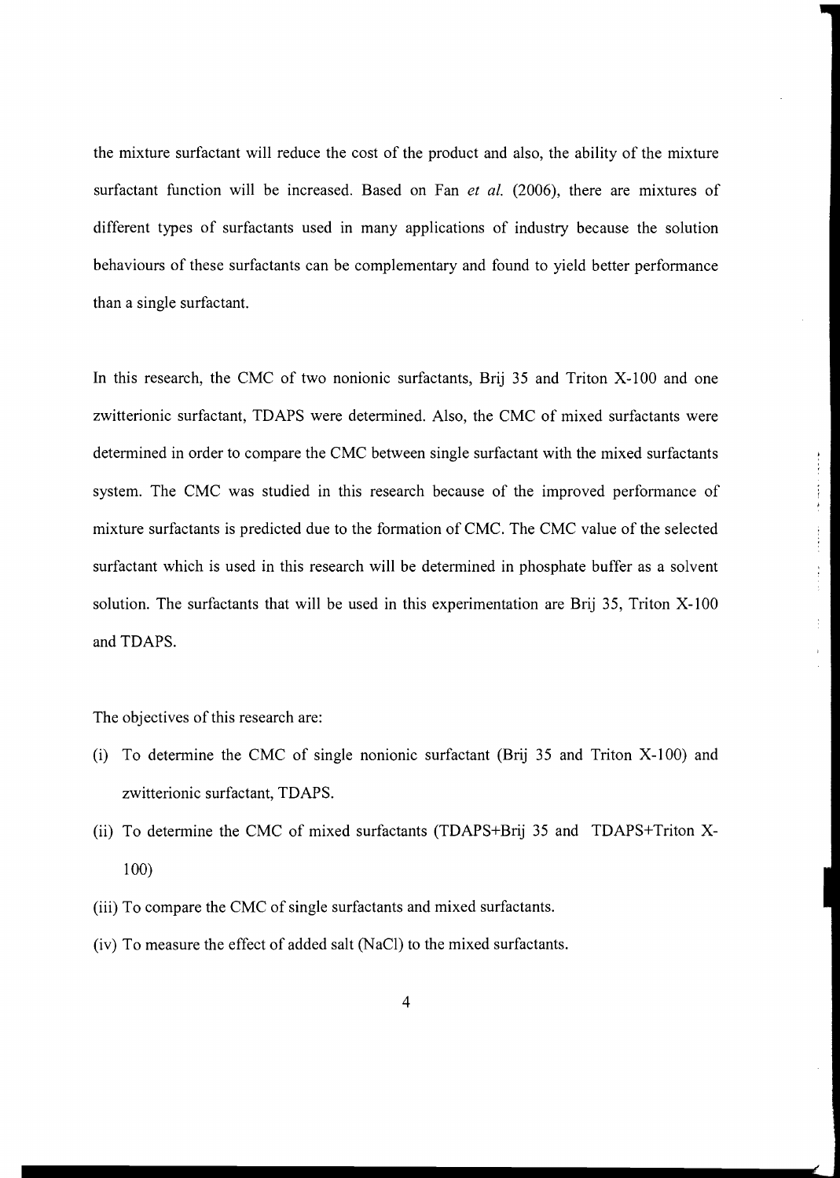the mixture surfactant will reduce the cost of the product and also, the ability of the mixture surfactant function will be increased. Based on Fan *et al.* (2006), there are mixtures of different types of surfactants used in many applications of industry because the solution behaviours of these surfactants can be complementary and found to yield better performance than a single surfactant.

In this research, the CMC of two nonionic surfactants, Brij 35 and Triton X-100 and one zwitterionic surfactant, TDAPS were determined. Also, the CMC of mixed surfactants were determined in order to compare the CMC between single surfactant with the mixed surfactants system. The CMC was studied in this research because of the improved performance of mixture surfactants is predicted due to the formation of CMC. The CMC value of the selected surfactant which is used in this research will be determined in phosphate buffer as a solvent solution. The surfactants that will be used in this experimentation are Brij 35, Triton X-100 and TDAPS.

The objectives of this research are:

(i) To determine the CMC of single nonionic surfactant (Brij 35 and Triton X-100) and zwitterionic surfactant, TDAPS.

(ii) To determine the CMC of mixed surfactants (TDAPS+Brij 35 and TDAPS+Triton X-100)

(iii) To compare the CMC of single surfactants and mixed surfactants.

(iv) To measure the effect of added salt (NaCl) to the mixed surfactants.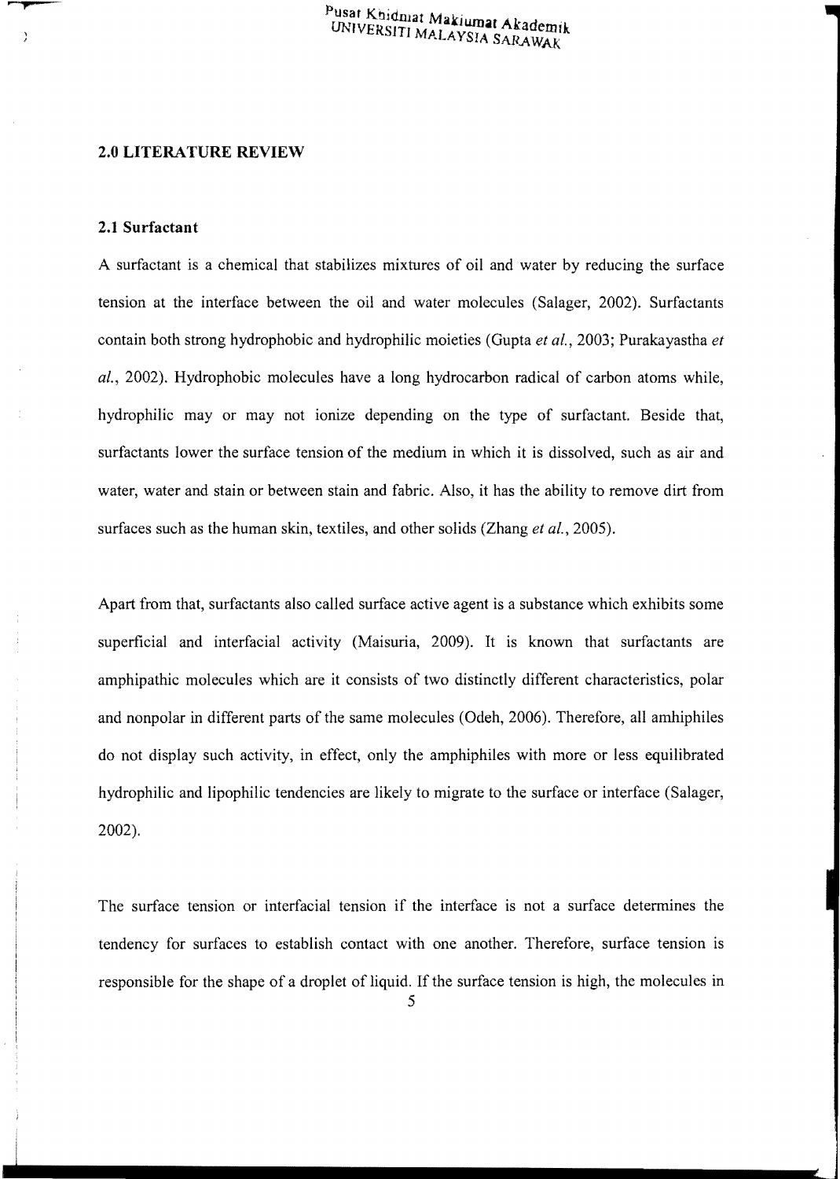## 2.0 LITERATURE REVIEW

### 2.1 Surfactant

A surfactant is a chemical that stabilizes mixtures of oil and water by reducing the surface tension at the interface between the oil and water molecules (Salager, 2002). Surfactants contain both strong hydrophobic and hydrophilic moieties (Gupta *et al.*, 2003; Purakayastha *et al.*, 2002). Hydrophobic molecules have a long hydrocarbon radical of carbon atoms while, hydrophilic may or may not ionize depending on the type of surfactant. Beside that, surfactants lower the surface tension of the medium in which it is dissolved, such as air and water, water and stain or between stain and fabric. Also, it has the ability to remove dirt from surfaces such as the human skin, textiles, and other solids (Zhang *et al.*, 2005).

Apart from that, surfactants also called surface active agent is a substance which exhibits some superficial and interfacial activity (Maisuria, 2009). It is known that surfactants are amphipathic molecules which are it consists of two distinctly different characteristics, polar and nonpolar in different parts of the same molecules (Odeh, 2006). Therefore, all amhiphiles do not display such activity, in effect, only the amphiphiles with more or less equilibrated hydrophilic and lipophilic tendencies are likely to migrate to the surface or interface (Salager, 2002).

The surface tension or interfacial tension if the interface is not a surface determines the tendency for surfaces to establish contact with one another. Therefore, surface tension is responsible for the shape of a droplet of liquid. If the surface tension is high, the molecules in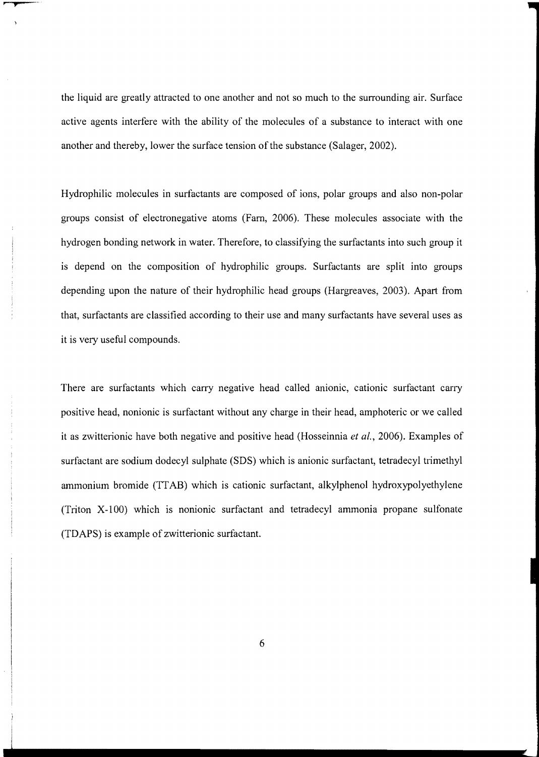the liquid are greatly attracted to one another and not so much to the surrounding air. Surface active agents interfere with the ability of the molecules of a substance to interact with one another and thereby, lower the surface tension of the substance (Salager, 2002).

Hydrophilic molecules in surfactants are composed of ions, polar groups and also non-polar groups consist of electronegative atoms (Farn, 2006). These molecules associate with the hydrogen bonding network in water. Therefore, to classifying the surfactants into such group it is depend on the composition of hydrophilic groups. Surfactants are split into groups depending upon the nature of their hydrophilic head groups (Hargreaves, 2003). Apart from that, surfactants are classified according to their use and many surfactants have several uses as it is very useful compounds.

There are surfactants which carry negative head called anionic, cationic surfactant carry positive head, nonionic is surfactant without any charge in their head, amphoteric or we called it as zwitterionic have both negative and positive head (Hosseinnia *et al.*, 2006). Examples of surfactant are sodium dodecyl sulphate (SDS) which is anionic surfactant, tetradecyl trimethyl ammonium bromide (TTAB) which is cationic surfactant, alkylphenol hydroxypolyethylene (Triton X-100) which is nonionic surfactant and tetradecyl ammonia propane sulfonate (TDAPS) is example of zwitterionic surfactant.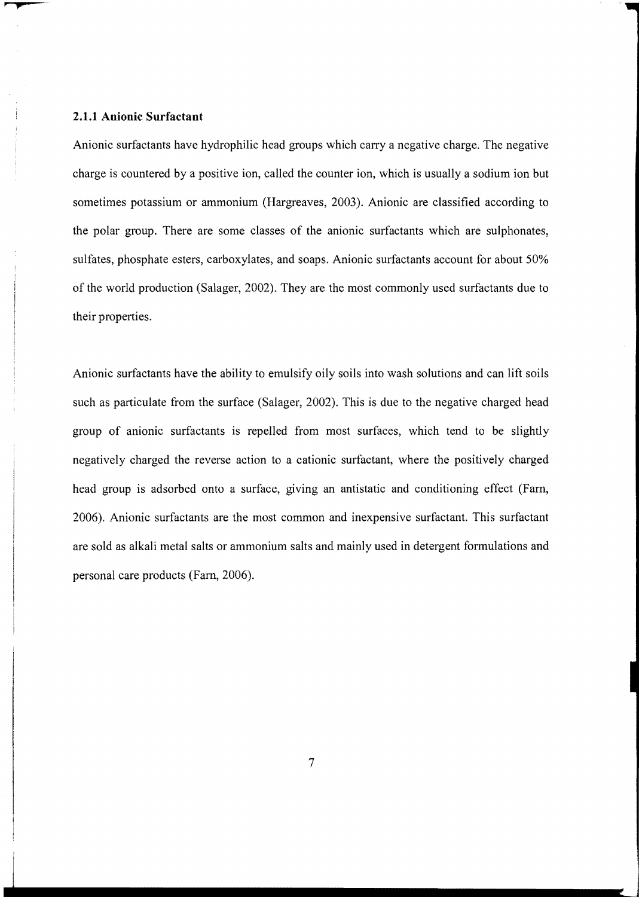### 2.1.1 Anionic Surfactant

Anionic surfactants have hydrophilic head groups which carry a negative charge. The negative charge is countered by a positive ion, called the counter ion, which is usually a sodium ion but sometimes potassium or ammonium (Hargreaves, 2003). Anionic are classified according to the polar group. There are some classes of the anionic surfactants which are sulphonates, sulfates, phosphate esters, carboxylates, and soaps. Anionic surfactants account for about 50% of the world production (Salager, 2002). They are the most commonly used surfactants due to their properties.

Anionic surfactants have the ability to emulsify oily soils into wash solutions and can lift soils such as particulate from the surface (Salager, 2002). This is due to the negative charged head group of anionic surfactants is repelled from most surfaces, which tend to be slightly negatively charged the reverse action to a cationic surfactant, where the positively charged head group is adsorbed onto a surface, giving an antistatic and conditioning effect (Farn, 2006). Anionic surfactants are the most common and inexpensive surfactant. This surfactant are sold as alkali metal salts or ammonium salts and mainly used in detergent formulations and personal care products (Farn, 2006).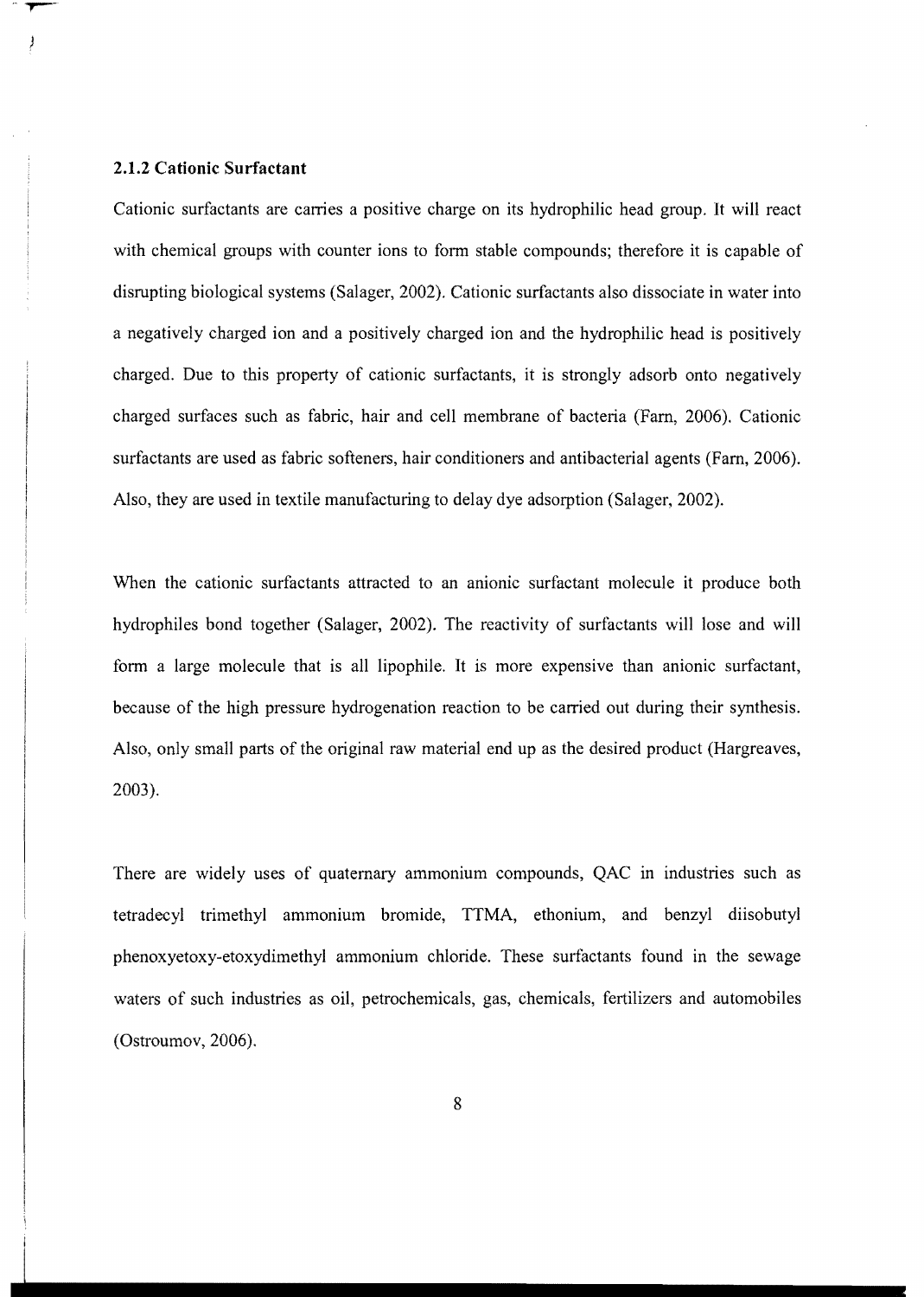### 2.1.2 Cationic Surfactant

Cationic surfactants are carries a positive charge on its hydrophilic head group. It will react with chemical groups with counter ions to form stable compounds; therefore it is capable of disrupting biological systems (Salager, 2002). Cationic surfactants also dissociate in water into a negatively charged ion and a positively charged ion and the hydrophilic head is positively charged. Due to this property of cationic surfactants, it is strongly adsorb onto negatively charged surfaces such as fabric, hair and cell membrane of bacteria (Farn, 2006). Cationic surfactants are used as fabric softeners, hair conditioners and antibacterial agents (Farn, 2006). Also, they are used in textile manufacturing to delay dye adsorption (Salager, 2002).

When the cationic surfactants attracted to an anionic surfactant molecule it produce both hydrophiles bond together (Salager, 2002). The reactivity of surfactants will lose and will form a large molecule that is all lipophile. It is more expensive than anionic surfactant, because of the high pressure hydrogenation reaction to be carried out during their synthesis. Also, only small parts of the original raw material end up as the desired product (Hargreaves, 2003).

There are widely uses of quaternary ammonium compounds, QAC in industries such as tetradecyl trimethyl ammonium bromide, TTMA, ethonium, and benzyl diisobutyl phenoxyetoxy-etoxydimethyl ammonium chloride. These surfactants found in the sewage waters of such industries as oil, petrochemicals, gas, chemicals, fertilizers and automobiles (Ostroumov, 2006).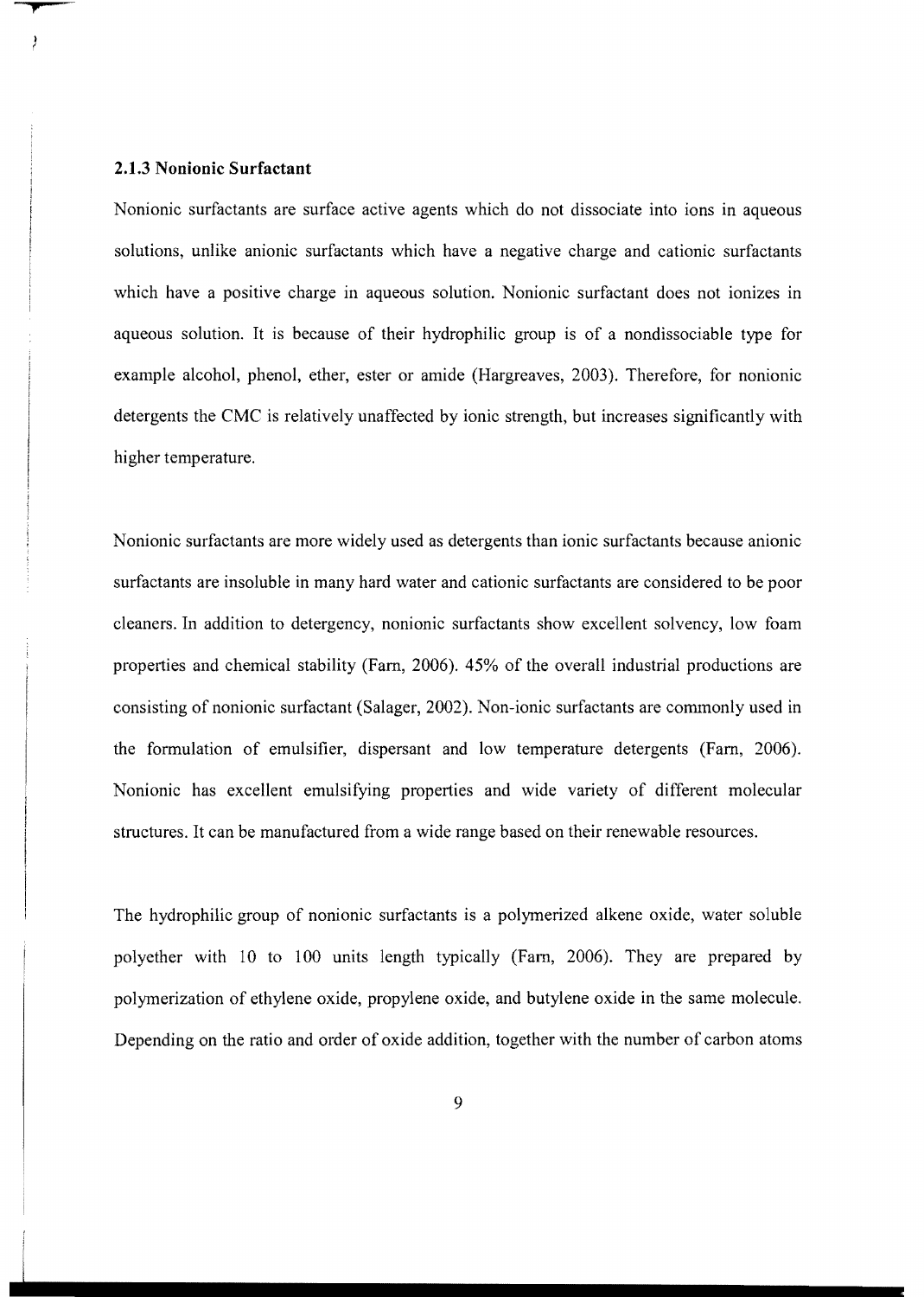### 2.1.3 Nonionic Surfactant

Nonionic surfactants are surface active agents which do not dissociate into ions in aqueous solutions, unlike anionic surfactants which have a negative charge and cationic surfactants which have a positive charge in aqueous solution. Nonionic surfactant does not ionizes in aqueous solution. It is because of their hydrophilic group is of a nondissociable type for example alcohol, phenol, ether, ester or amide (Hargreaves, 2003). Therefore, for nonionic detergents the CMC is relatively unaffected by ionic strength, but increases significantly with higher temperature.

Nonionic surfactants are more widely used as detergents than ionic surfactants because anionic surfactants are insoluble in many hard water and cationic surfactants are considered to be poor cleaners. In addition to detergency, nonionic surfactants show excellent solvency, low foam properties and chemical stability (Farn, 2006). 45% of the overall industrial productions are consisting of nonionic surfactant (Salager, 2002). Non-ionic surfactants are commonly used in the formulation of emulsifier, dispersant and low temperature detergents (Farn, 2006). Nonionic has excellent emulsifying properties and wide variety of different molecular structures. It can be manufactured from a wide range based on their renewable resources.

The hydrophilic group of nonionic surfactants is a polymerized alkene oxide, water soluble polyether with 10 to 100 units length typically (Farn, 2006). They are prepared by polymerization of ethylene oxide, propylene oxide, and butylene oxide in the same molecule. Depending on the ratio and order of oxide addition, together with the number of carbon atoms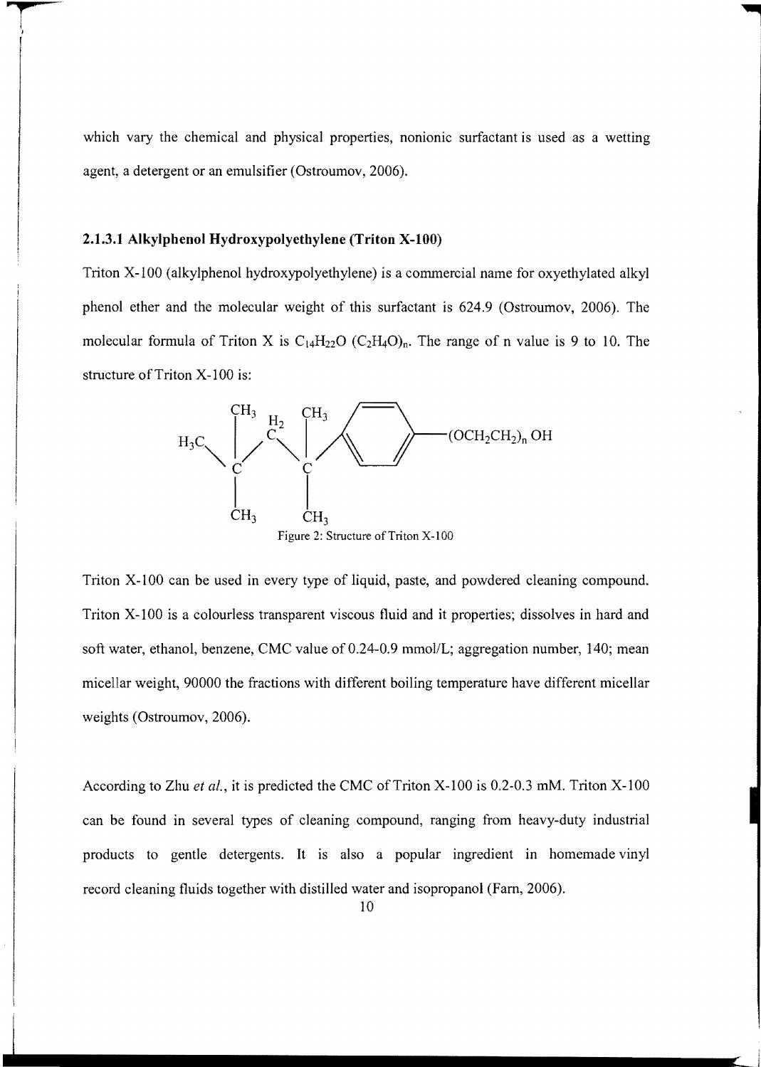which vary the chemical and physical properties, nonionic surfactant is used as a wetting agent, a detergent or an emulsifier (Ostroumov, 2006).

### 2.1.3.1 Alkylphenol Hydroxypolyethylene (Triton X-100)

Triton X-100 (alkylphenol hydroxypolyethylene) is a commercial name for oxyethylated alkyl phenol ether and the molecular weight of this surfactant is 624.9 (Ostroumov, 2006). The molecular formula of Triton X is $C_{14}H_{22}O\ (C_2H_4O)_n$. The range of n value is 9 to 10. The structure of Triton X-100 is:

Figure 2: Structure of Triton X-100

Triton X-100 can be used in every type of liquid, paste, and powdered cleaning compound. Triton X-100 is a colourless transparent viscous fluid and it properties; dissolves in hard and soft water, ethanol, benzene, CMC value of 0.24-0.9 mmol/L; aggregation number, 140; mean micellar weight, 90000 the fractions with different boiling temperature have different micellar weights (Ostroumov, 2006).

According to Zhu *et al.*, it is predicted the CMC of Triton X-100 is 0.2-0.3 mM. Triton X-100 can be found in several types of cleaning compound, ranging from heavy-duty industrial products to gentle detergents. It is also a popular ingredient in homemade vinyl record cleaning fluids together with distilled water and isopropanol (Farn, 2006).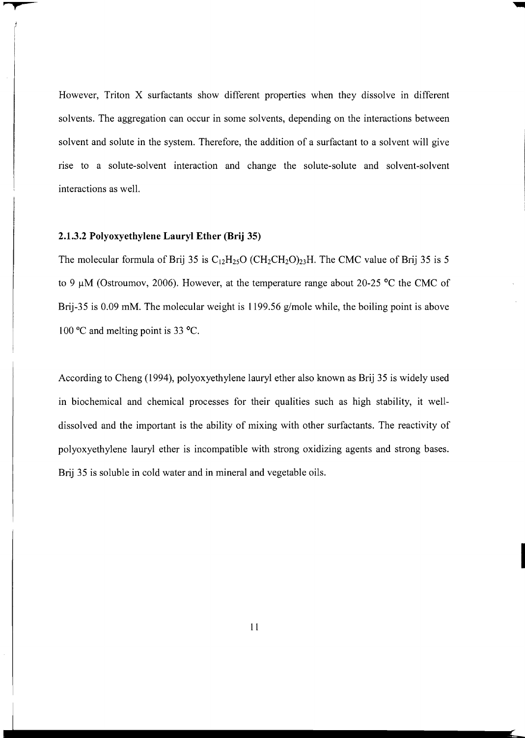However, Triton X surfactants show different properties when they dissolve in different solvents. The aggregation can occur in some solvents, depending on the interactions between solvent and solute in the system. Therefore, the addition of a surfactant to a solvent will give rise to a solute-solvent interaction and change the solute-solute and solvent-solvent interactions as well.

### 2.1.3.2 Polyoxyethylene Lauryl Ether (Brij 35)

The molecular formula of Brij 35 is $C_{12}H_{25}O\ (CH_2CH_2O)_{23}H$. The CMC value of Brij 35 is 5 to 9 μM (Ostroumov, 2006). However, at the temperature range about 20-25 °C the CMC of Brij-35 is 0.09 mM. The molecular weight is 1199.56 g/mole while, the boiling point is above 100 °C and melting point is 33 °C.

According to Cheng (1994), polyoxyethylene lauryl ether also known as Brij 35 is widely used in biochemical and chemical processes for their qualities such as high stability, it well-dissolved and the important is the ability of mixing with other surfactants. The reactivity of polyoxyethylene lauryl ether is incompatible with strong oxidizing agents and strong bases. Brij 35 is soluble in cold water and in mineral and vegetable oils.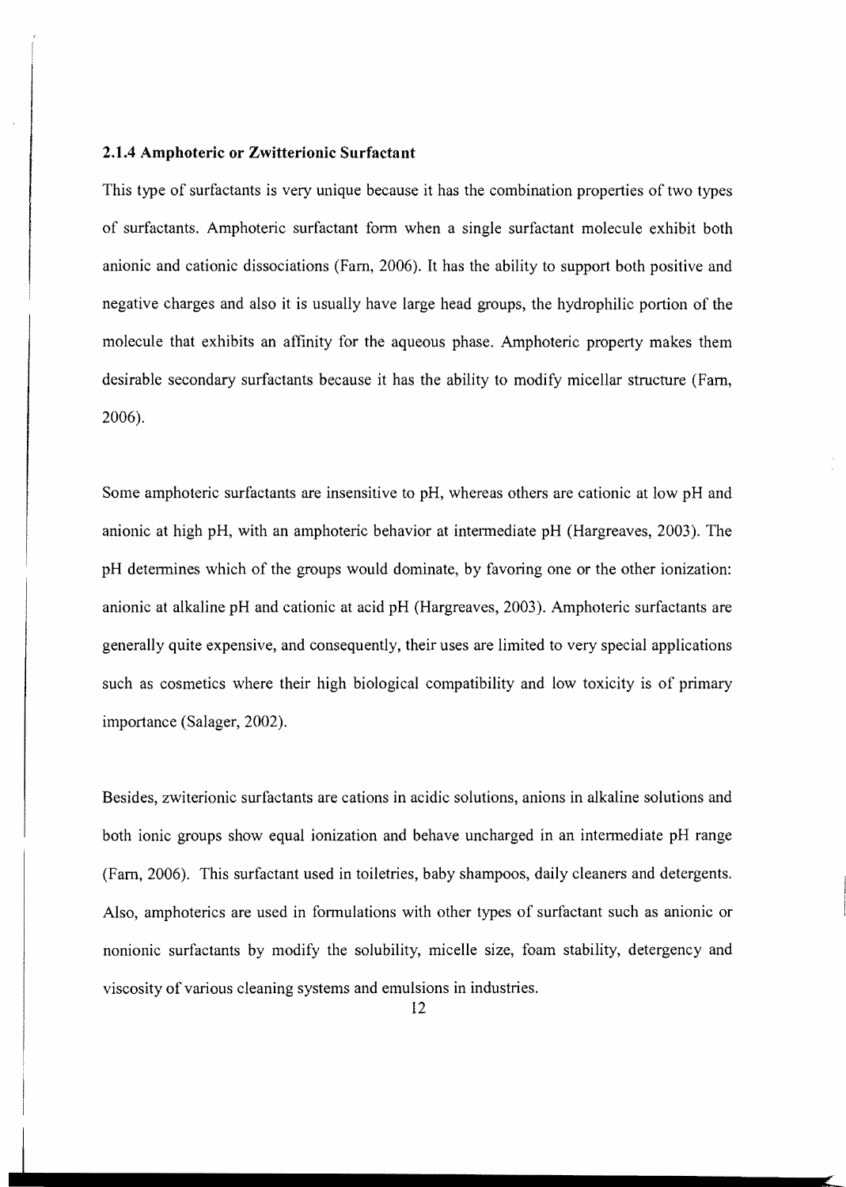### 2.1.4 Amphoteric or Zwitterionic Surfactant

This type of surfactants is very unique because it has the combination properties of two types of surfactants. Amphoteric surfactant form when a single surfactant molecule exhibit both anionic and cationic dissociations (Farn, 2006). It has the ability to support both positive and negative charges and also it is usually have large head groups, the hydrophilic portion of the molecule that exhibits an affinity for the aqueous phase. Amphoteric property makes them desirable secondary surfactants because it has the ability to modify micellar structure (Farn, 2006).

Some amphoteric surfactants are insensitive to pH, whereas others are cationic at low pH and anionic at high pH, with an amphoteric behavior at intermediate pH (Hargreaves, 2003). The pH determines which of the groups would dominate, by favoring one or the other ionization: anionic at alkaline pH and cationic at acid pH (Hargreaves, 2003). Amphoteric surfactants are generally quite expensive, and consequently, their uses are limited to very special applications such as cosmetics where their high biological compatibility and low toxicity is of primary importance (Salager, 2002).

Besides, zwiterionic surfactants are cations in acidic solutions, anions in alkaline solutions and both ionic groups show equal ionization and behave uncharged in an intermediate pH range (Farn, 2006). This surfactant used in toiletries, baby shampoos, daily cleaners and detergents. Also, amphoterics are used in formulations with other types of surfactant such as anionic or nonionic surfactants by modify the solubility, micelle size, foam stability, detergency and viscosity of various cleaning systems and emulsions in industries.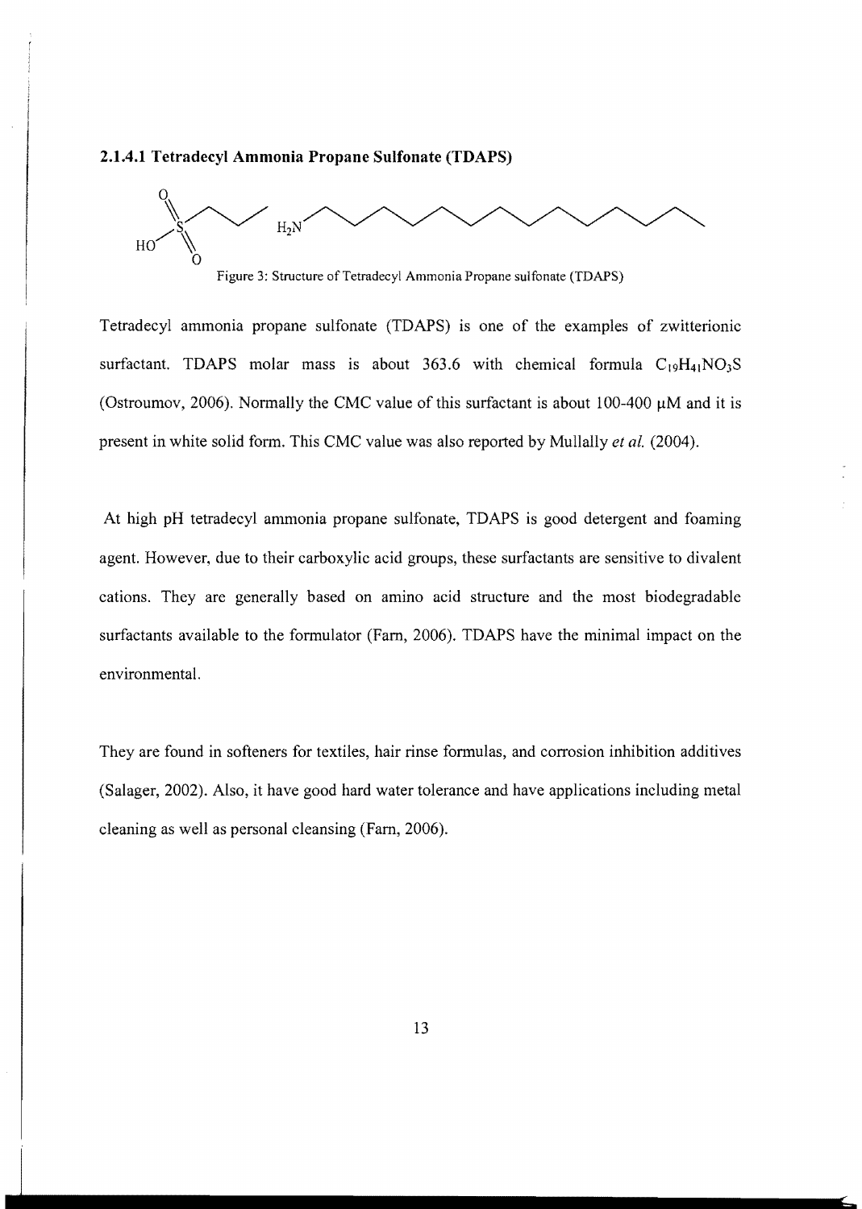### 2.1.4.1 Tetradecyl Ammonia Propane Sulfonate (TDAPS)

Figure 3: Structure of Tetradecyl Ammonia Propane sulfonate (TDAPS)

Tetradecyl ammonia propane sulfonate (TDAPS) is one of the examples of zwitterionic surfactant. TDAPS molar mass is about 363.6 with chemical formula $C_{19}H_{41}NO_3S$ (Ostroumov, 2006). Normally the CMC value of this surfactant is about 100-400 μM and it is present in white solid form. This CMC value was also reported by Mullally *et al.* (2004).

At high pH tetradecyl ammonia propane sulfonate, TDAPS is good detergent and foaming agent. However, due to their carboxylic acid groups, these surfactants are sensitive to divalent cations. They are generally based on amino acid structure and the most biodegradable surfactants available to the formulator (Farn, 2006). TDAPS have the minimal impact on the environmental.

They are found in softeners for textiles, hair rinse formulas, and corrosion inhibition additives (Salager, 2002). Also, it have good hard water tolerance and have applications including metal cleaning as well as personal cleansing (Farn, 2006).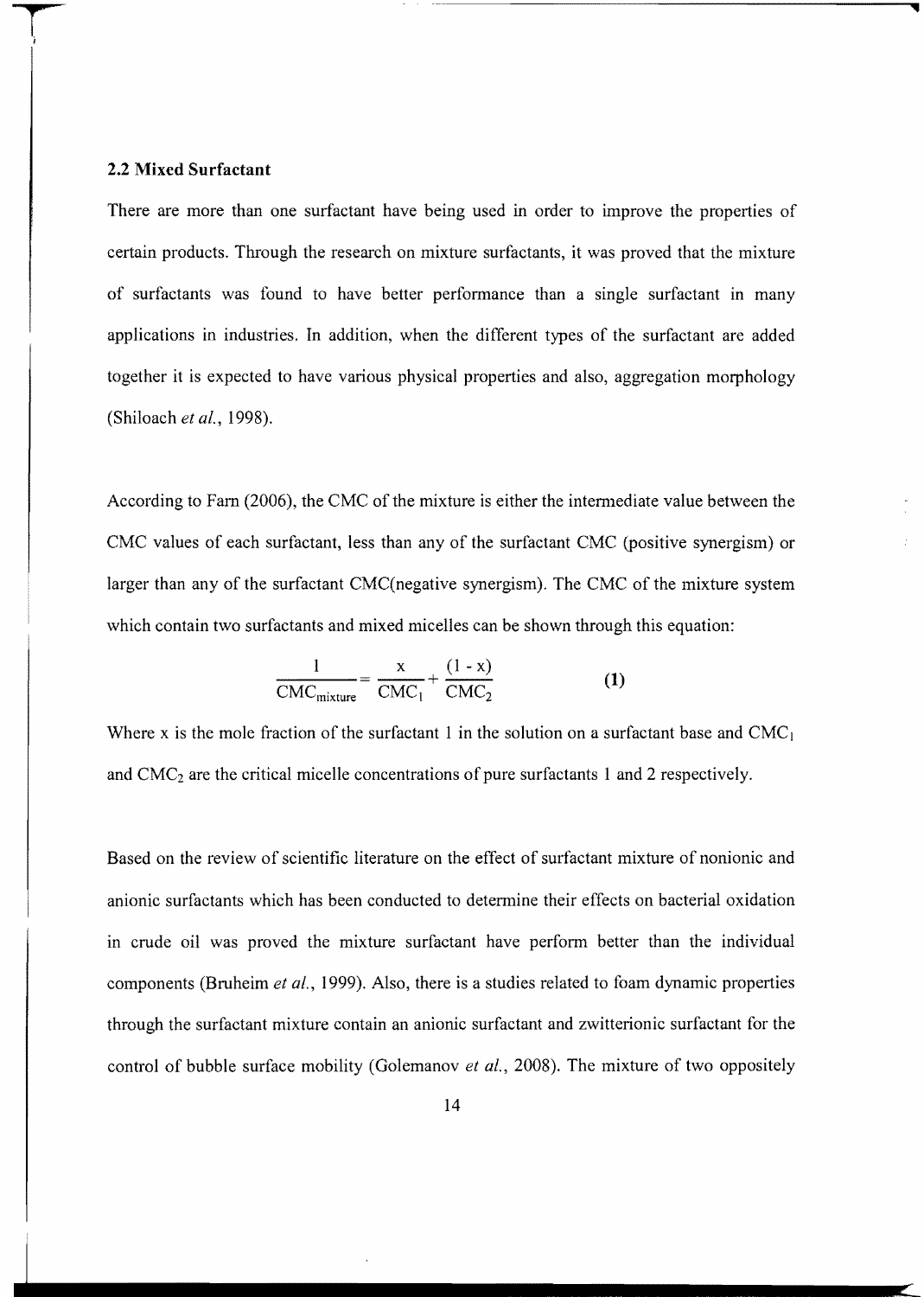### 2.2 Mixed Surfactant

There are more than one surfactant have being used in order to improve the properties of certain products. Through the research on mixture surfactants, it was proved that the mixture of surfactants was found to have better performance than a single surfactant in many applications in industries. In addition, when the different types of the surfactant are added together it is expected to have various physical properties and also, aggregation morphology (Shiloach *et al.*, 1998).

According to Farn (2006), the CMC of the mixture is either the intermediate value between the CMC values of each surfactant, less than any of the surfactant CMC (positive synergism) or larger than any of the surfactant CMC(negative synergism). The CMC of the mixture system which contain two surfactants and mixed micelles can be shown through this equation:

$$\frac{1}{CMC_{mixture}} = \frac{x}{CMC_1} + \frac{(1 - x)}{CMC_2} \qquad \textbf{(1)}$$

Where x is the mole fraction of the surfactant 1 in the solution on a surfactant base and $CMC_1$ and $CMC_2$ are the critical micelle concentrations of pure surfactants 1 and 2 respectively.

Based on the review of scientific literature on the effect of surfactant mixture of nonionic and anionic surfactants which has been conducted to determine their effects on bacterial oxidation in crude oil was proved the mixture surfactant have perform better than the individual components (Bruheim *et al.*, 1999). Also, there is a studies related to foam dynamic properties through the surfactant mixture contain an anionic surfactant and zwitterionic surfactant for the control of bubble surface mobility (Golemanov *et al.*, 2008). The mixture of two oppositely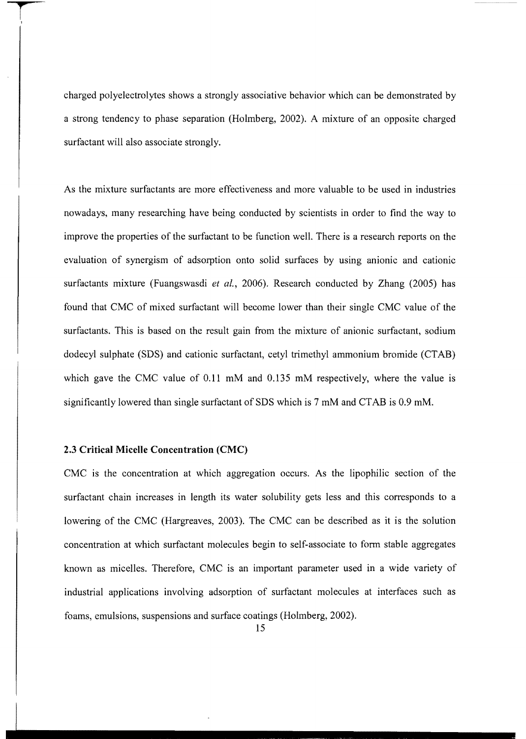charged polyelectrolytes shows a strongly associative behavior which can be demonstrated by a strong tendency to phase separation (Holmberg, 2002). A mixture of an opposite charged surfactant will also associate strongly.

As the mixture surfactants are more effectiveness and more valuable to be used in industries nowadays, many researching have being conducted by scientists in order to find the way to improve the properties of the surfactant to be function well. There is a research reports on the evaluation of synergism of adsorption onto solid surfaces by using anionic and cationic surfactants mixture (Fuangswasdi *et al.*, 2006). Research conducted by Zhang (2005) has found that CMC of mixed surfactant will become lower than their single CMC value of the surfactants. This is based on the result gain from the mixture of anionic surfactant, sodium dodecyl sulphate (SDS) and cationic surfactant, cetyl trimethyl ammonium bromide (CTAB) which gave the CMC value of 0.11 mM and 0.135 mM respectively, where the value is significantly lowered than single surfactant of SDS which is 7 mM and CTAB is 0.9 mM.

### 2.3 Critical Micelle Concentration (CMC)

CMC is the concentration at which aggregation occurs. As the lipophilic section of the surfactant chain increases in length its water solubility gets less and this corresponds to a lowering of the CMC (Hargreaves, 2003). The CMC can be described as it is the solution concentration at which surfactant molecules begin to self-associate to form stable aggregates known as micelles. Therefore, CMC is an important parameter used in a wide variety of industrial applications involving adsorption of surfactant molecules at interfaces such as foams, emulsions, suspensions and surface coatings (Holmberg, 2002).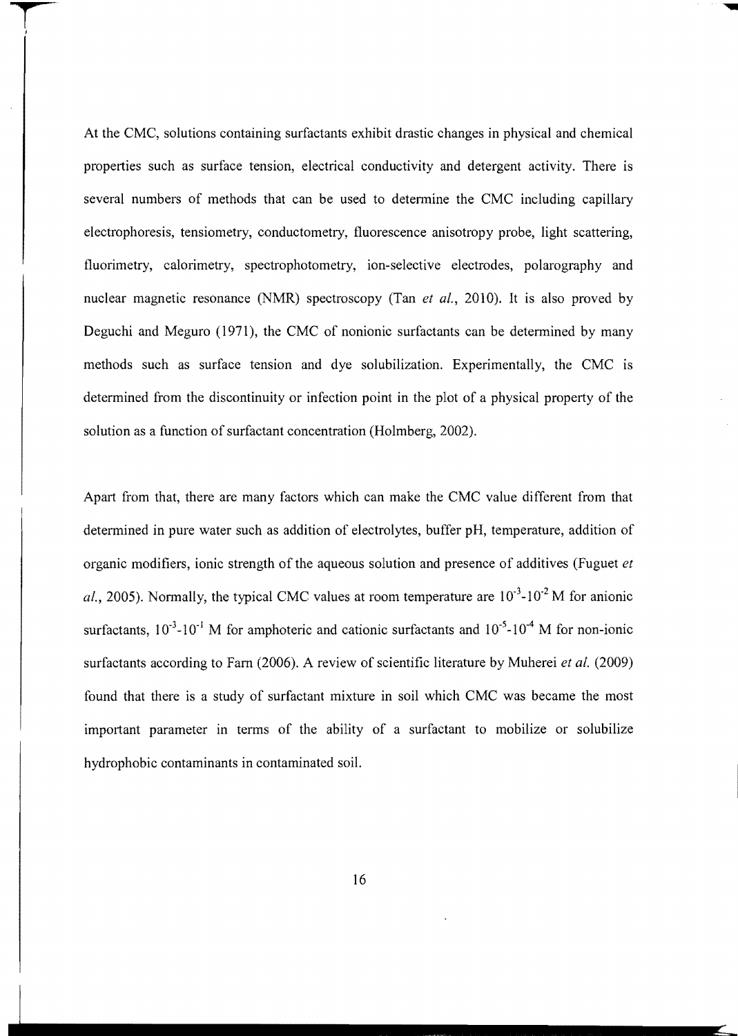At the CMC, solutions containing surfactants exhibit drastic changes in physical and chemical properties such as surface tension, electrical conductivity and detergent activity. There is several numbers of methods that can be used to determine the CMC including capillary electrophoresis, tensiometry, conductometry, fluorescence anisotropy probe, light scattering, fluorimetry, calorimetry, spectrophotometry, ion-selective electrodes, polarography and nuclear magnetic resonance (NMR) spectroscopy (Tan *et al.*, 2010). It is also proved by Deguchi and Meguro (1971), the CMC of nonionic surfactants can be determined by many methods such as surface tension and dye solubilization. Experimentally, the CMC is determined from the discontinuity or infection point in the plot of a physical property of the solution as a function of surfactant concentration (Holmberg, 2002).

Apart from that, there are many factors which can make the CMC value different from that determined in pure water such as addition of electrolytes, buffer pH, temperature, addition of organic modifiers, ionic strength of the aqueous solution and presence of additives (Fuguet *et al.*, 2005). Normally, the typical CMC values at room temperature are $10^{-3}$-$10^{-2}$ M for anionic surfactants, $10^{-3}$-$10^{-1}$ M for amphoteric and cationic surfactants and $10^{-5}$-$10^{-4}$ M for non-ionic surfactants according to Farn (2006). A review of scientific literature by Muherei *et al.* (2009) found that there is a study of surfactant mixture in soil which CMC was became the most important parameter in terms of the ability of a surfactant to mobilize or solubilize hydrophobic contaminants in contaminated soil.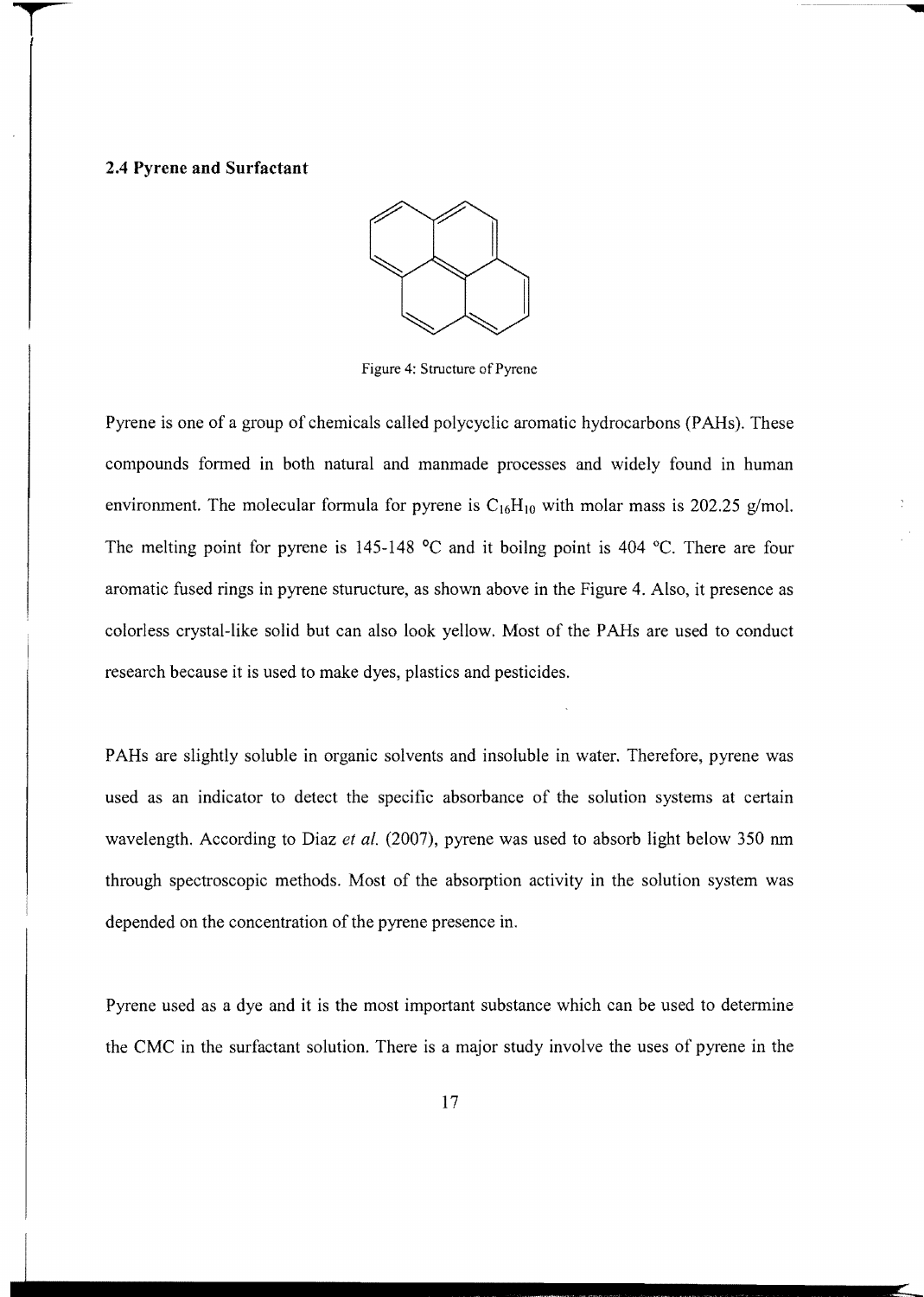## 2.4 Pyrene and Surfactant

Figure 4: Structure of Pyrene

Pyrene is one of a group of chemicals called polycyclic aromatic hydrocarbons (PAHs). These compounds formed in both natural and manmade processes and widely found in human environment. The molecular formula for pyrene is $C_{16}H_{10}$ with molar mass is 202.25 g/mol. The melting point for pyrene is 145-148 °C and it boilng point is 404 °C. There are four aromatic fused rings in pyrene sturucture, as shown above in the Figure 4. Also, it presence as colorless crystal-like solid but can also look yellow. Most of the PAHs are used to conduct research because it is used to make dyes, plastics and pesticides.

PAHs are slightly soluble in organic solvents and insoluble in water. Therefore, pyrene was used as an indicator to detect the specific absorbance of the solution systems at certain wavelength. According to Diaz *et al.* (2007), pyrene was used to absorb light below 350 nm through spectroscopic methods. Most of the absorption activity in the solution system was depended on the concentration of the pyrene presence in.

Pyrene used as a dye and it is the most important substance which can be used to determine the CMC in the surfactant solution. There is a major study involve the uses of pyrene in the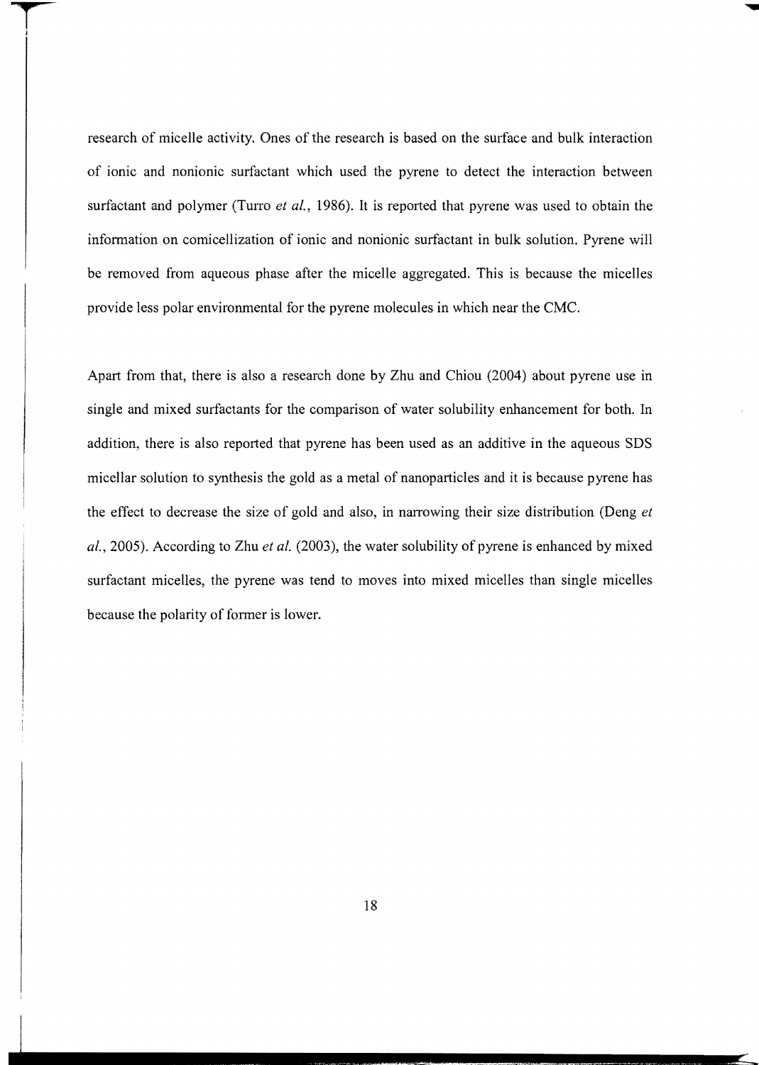research of micelle activity. Ones of the research is based on the surface and bulk interaction of ionic and nonionic surfactant which used the pyrene to detect the interaction between surfactant and polymer (Turro *et al.*, 1986). It is reported that pyrene was used to obtain the information on comicellization of ionic and nonionic surfactant in bulk solution. Pyrene will be removed from aqueous phase after the micelle aggregated. This is because the micelles provide less polar environmental for the pyrene molecules in which near the CMC.

Apart from that, there is also a research done by Zhu and Chiou (2004) about pyrene use in single and mixed surfactants for the comparison of water solubility enhancement for both. In addition, there is also reported that pyrene has been used as an additive in the aqueous SDS micellar solution to synthesis the gold as a metal of nanoparticles and it is because pyrene has the effect to decrease the size of gold and also, in narrowing their size distribution (Deng *et al.*, 2005). According to Zhu *et al.* (2003), the water solubility of pyrene is enhanced by mixed surfactant micelles, the pyrene was tend to moves into mixed micelles than single micelles because the polarity of former is lower.